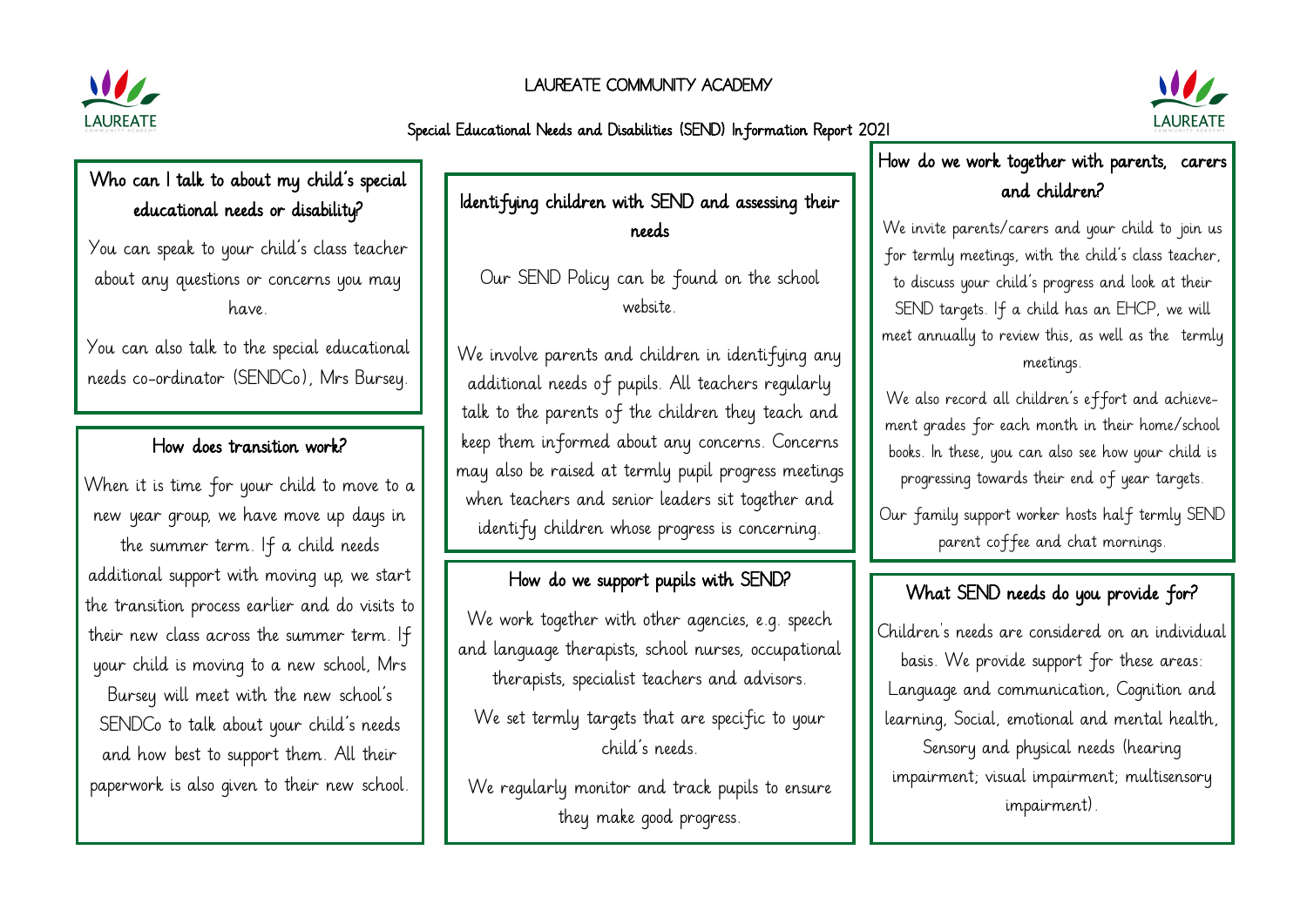# LAUREATE COMMUNITY ACADEMY

## Special Educational Needs and Disabilities (SEND) Information Report 2021

### Who can I talk to about my child's special educational needs or disability?

You can speak to your child's class teacher about any questions or concerns you may have.

You can also talk to the special educational needs co-ordinator (SENDCo), Mrs Bursey.

### How does transition work?

When it is time for your child to move to a new year group, we have move up days in the summer term. If a child needs additional support with moving up, we start the transition process earlier and do visits to their new class across the summer term. If your child is moving to a new school, Mrs Bursey will meet with the new school's SENDCo to talk about your child's needs and how best to support them. All their paperwork is also given to their new school.

### Identifying children with SEND and assessing their needs

Our SEND Policy can be found on the school website.

We involve parents and children in identifying any additional needs of pupils. All teachers regularly talk to the parents of the children they teach and keep them informed about any concerns. Concerns may also be raised at termly pupil progress meetings when teachers and senior leaders sit together and identify children whose progress is concerning.

### How do we support pupils with SEND?

We work together with other agencies, e.g. speech and language therapists, school nurses, occupational therapists, specialist teachers and advisors.

We set termly targets that are specific to your child's needs.

We regularly monitor and track pupils to ensure they make good progress.

### How do we work together with parents, carers and children?

We invite parents/carers and your child to join us for termly meetings, with the child's class teacher, to discuss your child's progress and look at their SEND targets. If a child has an EHCP, we will meet annually to review this, as well as the termly meetings.

We also record all children's effort and achievement grades for each month in their home/school books. In these, you can also see how your child is progressing towards their end of year targets.

Our family support worker hosts half termly SEND parent coffee and chat mornings.

### What SEND needs do you provide for?

Children's needs are considered on an individual basis. We provide support for these areas: Language and communication, Cognition and learning, Social, emotional and mental health, Sensory and physical needs (hearing impairment; visual impairment; multisensory impairment).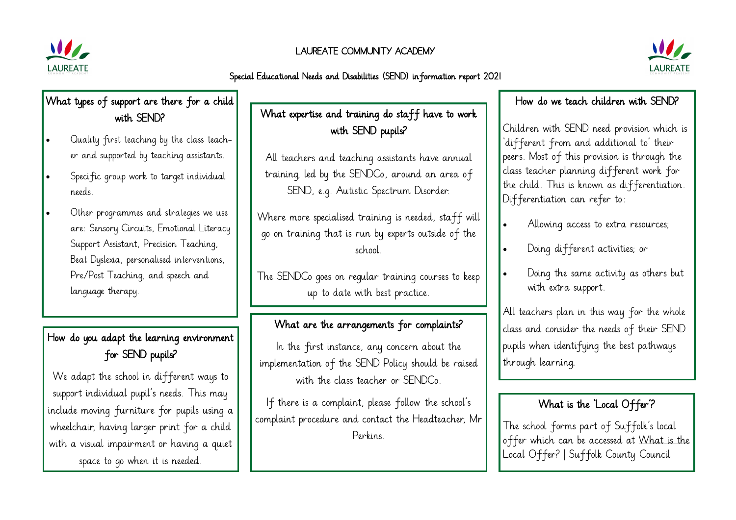# LAUREATE COMMUNITY ACADEMY

## Special Educational Needs and Disabilities (SEND) information report 2021

### What types of support are there for a child with SEND?

- Quality first teaching by the class teacher and supported by teaching assistants.
- Specific group work to target individual needs.
- Other programmes and strategies we use are: Sensory Circuits, Emotional Literacy Support Assistant, Precision Teaching, Beat Dyslexia, personalised interventions, Pre/Post Teaching, and speech and language therapy.

### How do you adapt the learning environment for SEND pupils?

We adapt the school in different ways to support individual pupil's needs. This may include moving furniture for pupils using a wheelchair, having larger print for a child with a visual impairment or having a quiet space to go when it is needed.

### What expertise and training do staff have to work with SEND pupils?

All teachers and teaching assistants have annual training, led by the SENDCo, around an area of SEND, e.g. Autistic Spectrum Disorder.

Where more specialised training is needed, staff will go on training that is run by experts outside of the school.

The SENDCo goes on regular training courses to keep up to date with best practice.

### What are the arrangements for complaints?

In the first instance, any concern about the implementation of the SEND Policy should be raised with the class teacher or SENDCo.

If there is a complaint, please follow the school's complaint procedure and contact the Headteacher, Mr Perkins.

### How do we teach children with SEND?

Children with SEND need provision which is 'different from and additional to' their peers. Most of this provision is through the class teacher planning different work for the child. This is known as differentiation. Differentiation can refer to:

- Allowing access to extra resources;
- Doing different activities; or
- Doing the same activity as others but with extra support.

All teachers plan in this way for the whole class and consider the needs of their SEND pupils when identifying the best pathways through learning.

### What is the 'Local Offer'?

The school forms part of Suffolk's local offer which can be accessed at What is the Local Offer? | Suffolk County Council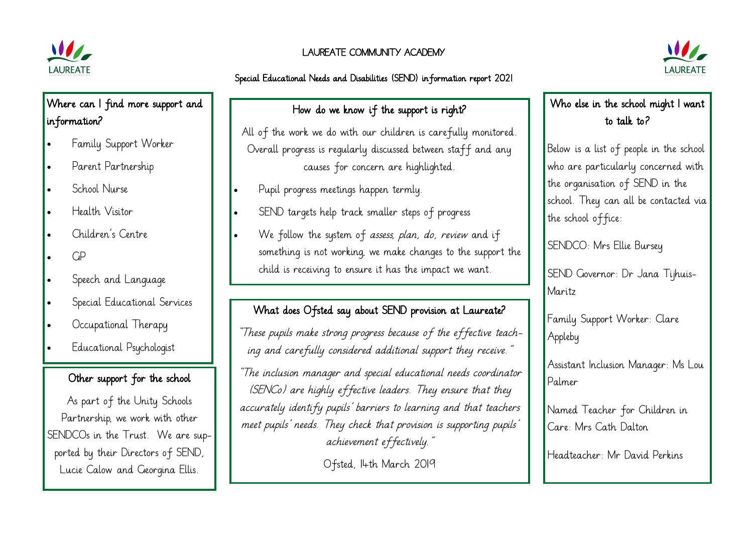LAUREATE COMMUNITY ACADEMY

Special Educational Needs and Disabilities (SEND) information report 2021

## Where can I find more support and information?

- Family Support Worker
- Parent Partnership
- School Nurse
- Health Visitor
- Children's Centre
- GP
- Speech and Language
- Special Educational Services
- Occupational Therapy
- Educational Psychologist

## Other support for the school

As part of the Unity Schools Partnership, we work with other SENDCOs in the Trust. We are supported by their Directors of SEND, Lucie Calow and Georgina Ellis.

## How do we know if the support is right?

All of the work we do with our children is carefully monitored. Overall progress is regularly discussed between staff and any causes for concern are highlighted.

- Pupil progress meetings happen termly.
- SEND targets help track smaller steps of progress
- We follow the system of *assess, plan, do, review* and if something is not working, we make changes to the support the child is receiving to ensure it has the impact we want.

## What does Ofsted say about SEND provision at Laureate?

*"These pupils make strong progress because of the effective teaching and carefully considered additional support they receive."*

*"The inclusion manager and special educational needs coordinator (SENCo) are highly effective leaders. They ensure that they accurately identify pupils' barriers to learning and that teachers meet pupils' needs. They check that provision is supporting pupils' achievement effectively."*

Ofsted, 14th March 2019

## Who else in the school might I want to talk to?

Below is a list of people in the school who are particularly concerned with the organisation of SEND in the school. They can all be contacted via the school office:

SENDCO: Mrs Ellie Bursey

SEND Governor: Dr Jana Tijhuis-Maritz

Family Support Worker: Clare Appleby

Assistant Inclusion Manager: Ms Lou Palmer

Named Teacher for Children in Care: Mrs Cath Dalton

Headteacher: Mr David Perkins